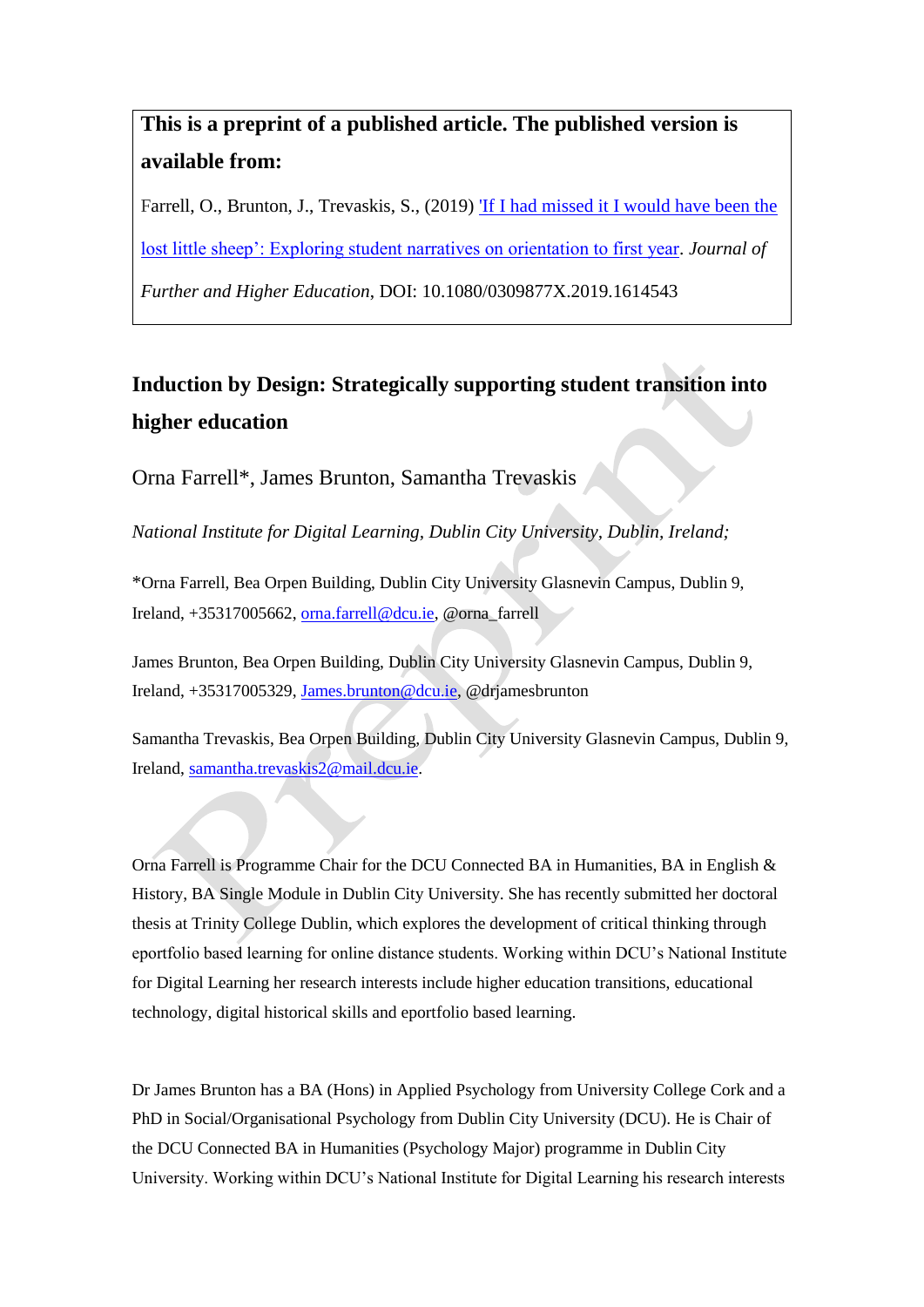**This is a preprint of a published article. The published version is available from:**

Farrell, O., Brunton, J., Trevaskis, S., (2019) ['If I had missed it I would have been the lost little sheep': Exploring student narratives on orientation to first year](). *Journal of Further and Higher Education*, DOI: 10.1080/0309877X.2019.1614543

# Induction by Design: Strategically supporting student transition into higher education

Orna Farrell*, James Brunton, Samantha Trevaskis

*National Institute for Digital Learning, Dublin City University, Dublin, Ireland;*

*Orna Farrell, Bea Orpen Building, Dublin City University Glasnevin Campus, Dublin 9, Ireland, +35317005662, orna.farrell@dcu.ie, @orna_farrell

James Brunton, Bea Orpen Building, Dublin City University Glasnevin Campus, Dublin 9, Ireland, +35317005329, James.brunton@dcu.ie, @drjamesbrunton

Samantha Trevaskis, Bea Orpen Building, Dublin City University Glasnevin Campus, Dublin 9, Ireland, samantha.trevaskis2@mail.dcu.ie.

Orna Farrell is Programme Chair for the DCU Connected BA in Humanities, BA in English & History, BA Single Module in Dublin City University. She has recently submitted her doctoral thesis at Trinity College Dublin, which explores the development of critical thinking through eportfolio based learning for online distance students. Working within DCU's National Institute for Digital Learning her research interests include higher education transitions, educational technology, digital historical skills and eportfolio based learning.

Dr James Brunton has a BA (Hons) in Applied Psychology from University College Cork and a PhD in Social/Organisational Psychology from Dublin City University (DCU). He is Chair of the DCU Connected BA in Humanities (Psychology Major) programme in Dublin City University. Working within DCU's National Institute for Digital Learning his research interests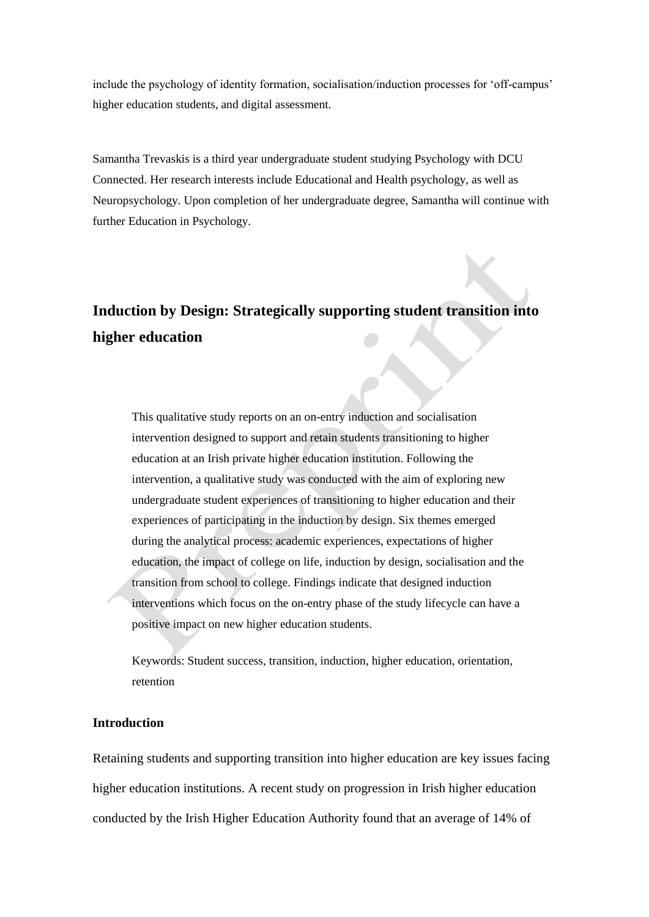include the psychology of identity formation, socialisation/induction processes for 'off-campus' higher education students, and digital assessment.

Samantha Trevaskis is a third year undergraduate student studying Psychology with DCU Connected. Her research interests include Educational and Health psychology, as well as Neuropsychology. Upon completion of her undergraduate degree, Samantha will continue with further Education in Psychology.

# Induction by Design: Strategically supporting student transition into higher education

This qualitative study reports on an on-entry induction and socialisation intervention designed to support and retain students transitioning to higher education at an Irish private higher education institution. Following the intervention, a qualitative study was conducted with the aim of exploring new undergraduate student experiences of transitioning to higher education and their experiences of participating in the induction by design. Six themes emerged during the analytical process: academic experiences, expectations of higher education, the impact of college on life, induction by design, socialisation and the transition from school to college. Findings indicate that designed induction interventions which focus on the on-entry phase of the study lifecycle can have a positive impact on new higher education students.

Keywords: Student success, transition, induction, higher education, orientation, retention

## Introduction

Retaining students and supporting transition into higher education are key issues facing higher education institutions. A recent study on progression in Irish higher education conducted by the Irish Higher Education Authority found that an average of 14% of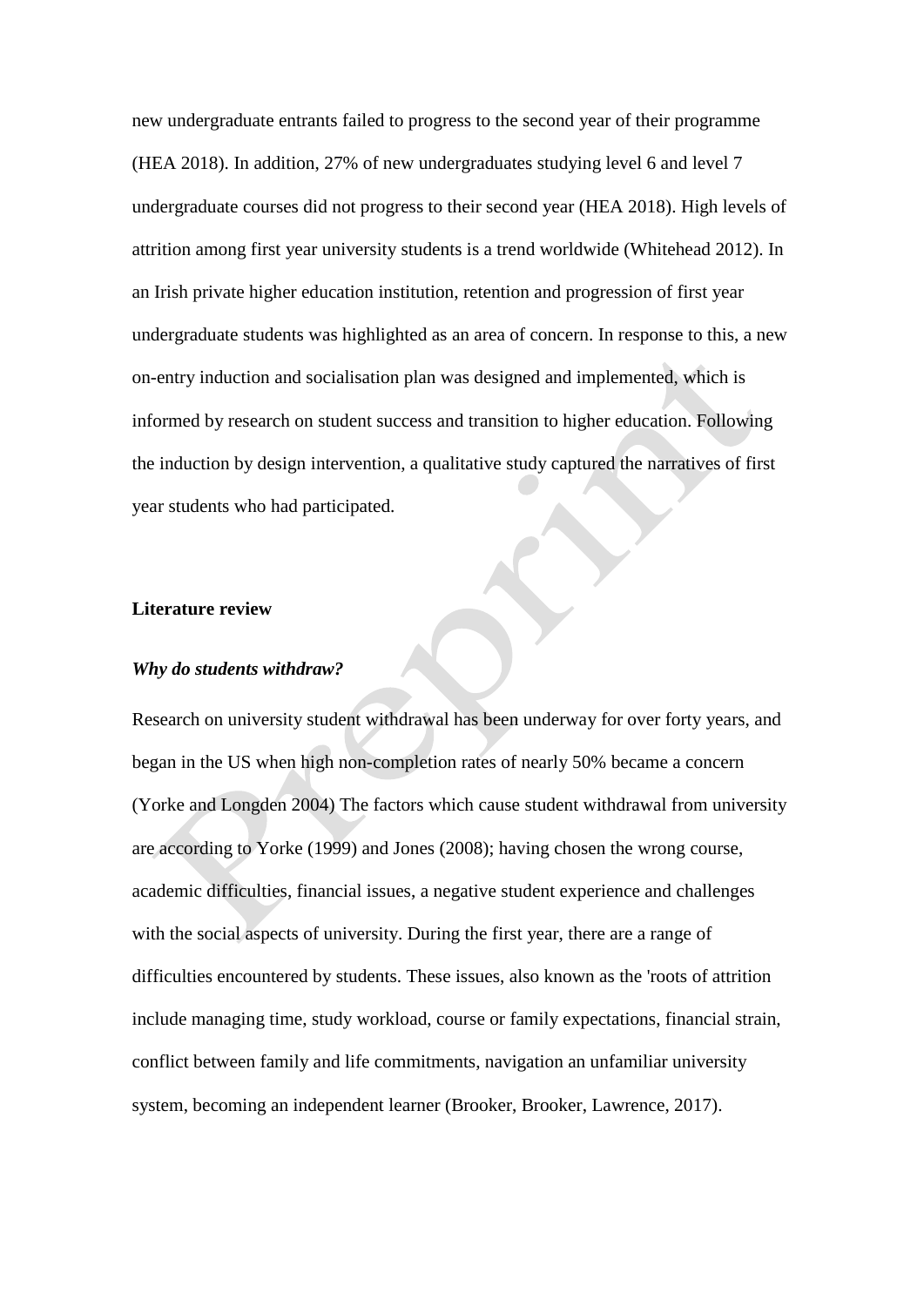new undergraduate entrants failed to progress to the second year of their programme (HEA 2018). In addition, 27% of new undergraduates studying level 6 and level 7 undergraduate courses did not progress to their second year (HEA 2018). High levels of attrition among first year university students is a trend worldwide (Whitehead 2012). In an Irish private higher education institution, retention and progression of first year undergraduate students was highlighted as an area of concern. In response to this, a new on-entry induction and socialisation plan was designed and implemented, which is informed by research on student success and transition to higher education. Following the induction by design intervention, a qualitative study captured the narratives of first year students who had participated.

## Literature review

### *Why do students withdraw?*

Research on university student withdrawal has been underway for over forty years, and began in the US when high non-completion rates of nearly 50% became a concern (Yorke and Longden 2004) The factors which cause student withdrawal from university are according to Yorke (1999) and Jones (2008); having chosen the wrong course, academic difficulties, financial issues, a negative student experience and challenges with the social aspects of university. During the first year, there are a range of difficulties encountered by students. These issues, also known as the 'roots of attrition include managing time, study workload, course or family expectations, financial strain, conflict between family and life commitments, navigation an unfamiliar university system, becoming an independent learner (Brooker, Brooker, Lawrence, 2017).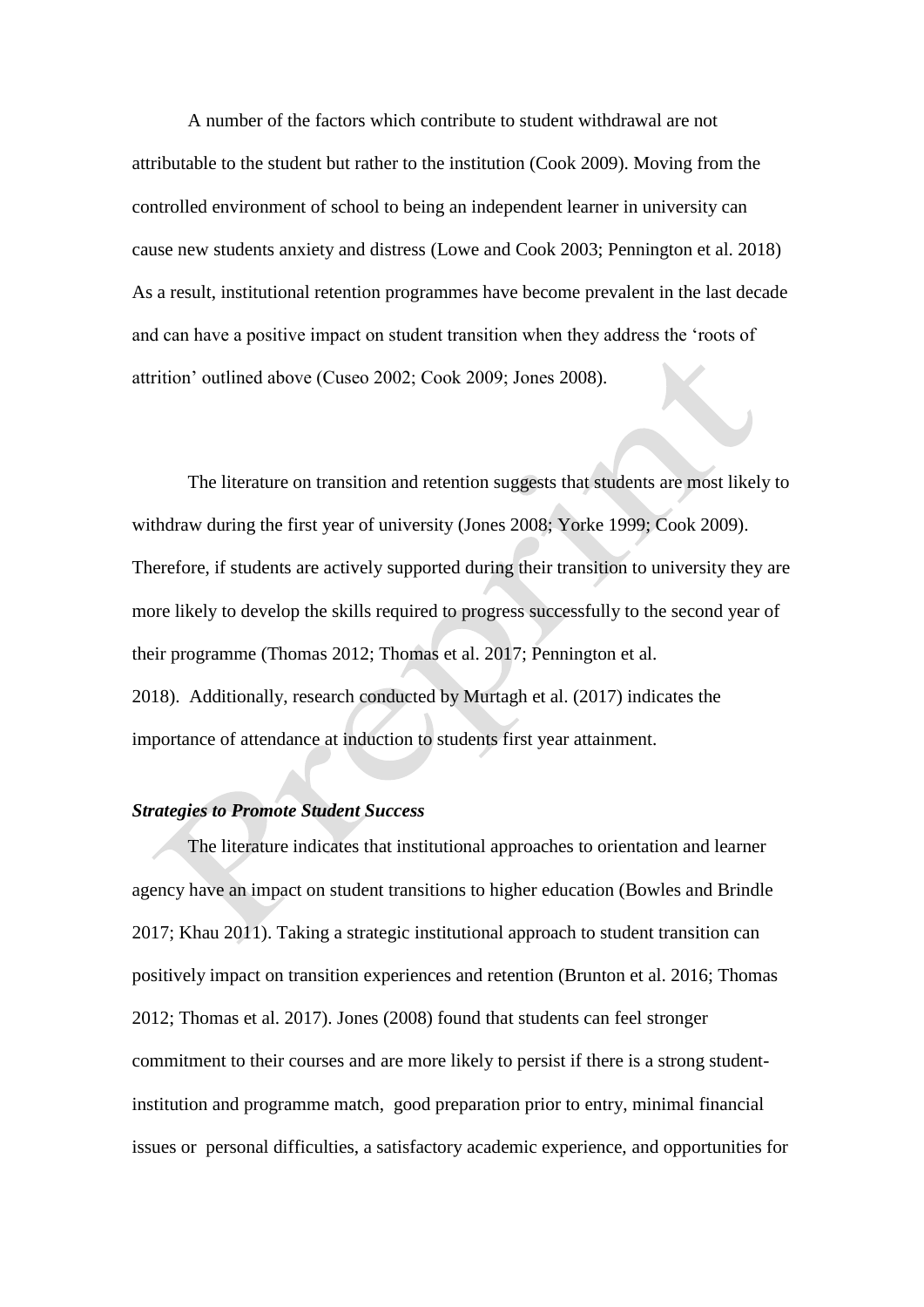A number of the factors which contribute to student withdrawal are not attributable to the student but rather to the institution (Cook 2009). Moving from the controlled environment of school to being an independent learner in university can cause new students anxiety and distress (Lowe and Cook 2003; Pennington et al. 2018) As a result, institutional retention programmes have become prevalent in the last decade and can have a positive impact on student transition when they address the 'roots of attrition' outlined above (Cuseo 2002; Cook 2009; Jones 2008).

The literature on transition and retention suggests that students are most likely to withdraw during the first year of university (Jones 2008; Yorke 1999; Cook 2009). Therefore, if students are actively supported during their transition to university they are more likely to develop the skills required to progress successfully to the second year of their programme (Thomas 2012; Thomas et al. 2017; Pennington et al. 2018). Additionally, research conducted by Murtagh et al. (2017) indicates the importance of attendance at induction to students first year attainment.

***Strategies to Promote Student Success***

The literature indicates that institutional approaches to orientation and learner agency have an impact on student transitions to higher education (Bowles and Brindle 2017; Khau 2011). Taking a strategic institutional approach to student transition can positively impact on transition experiences and retention (Brunton et al. 2016; Thomas 2012; Thomas et al. 2017). Jones (2008) found that students can feel stronger commitment to their courses and are more likely to persist if there is a strong student-institution and programme match, good preparation prior to entry, minimal financial issues or personal difficulties, a satisfactory academic experience, and opportunities for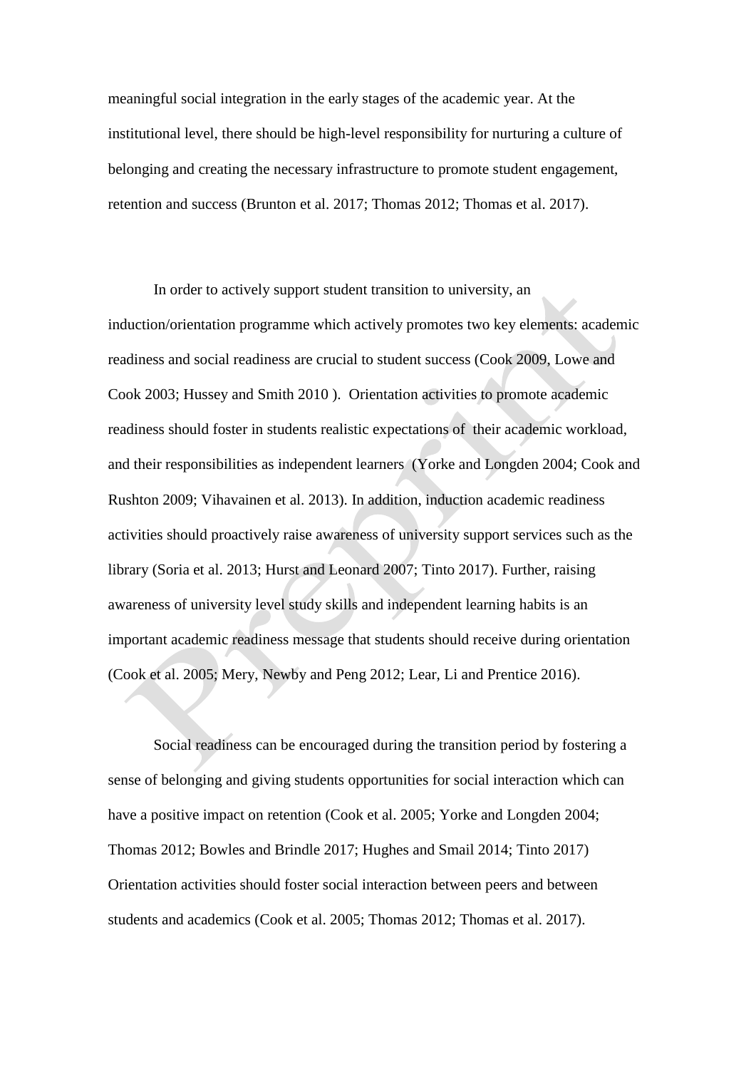meaningful social integration in the early stages of the academic year. At the institutional level, there should be high-level responsibility for nurturing a culture of belonging and creating the necessary infrastructure to promote student engagement, retention and success (Brunton et al. 2017; Thomas 2012; Thomas et al. 2017).

In order to actively support student transition to university, an induction/orientation programme which actively promotes two key elements: academic readiness and social readiness are crucial to student success (Cook 2009, Lowe and Cook 2003; Hussey and Smith 2010 ). Orientation activities to promote academic readiness should foster in students realistic expectations of their academic workload, and their responsibilities as independent learners (Yorke and Longden 2004; Cook and Rushton 2009; Vihavainen et al. 2013). In addition, induction academic readiness activities should proactively raise awareness of university support services such as the library (Soria et al. 2013; Hurst and Leonard 2007; Tinto 2017). Further, raising awareness of university level study skills and independent learning habits is an important academic readiness message that students should receive during orientation (Cook et al. 2005; Mery, Newby and Peng 2012; Lear, Li and Prentice 2016).

Social readiness can be encouraged during the transition period by fostering a sense of belonging and giving students opportunities for social interaction which can have a positive impact on retention (Cook et al. 2005; Yorke and Longden 2004; Thomas 2012; Bowles and Brindle 2017; Hughes and Smail 2014; Tinto 2017) Orientation activities should foster social interaction between peers and between students and academics (Cook et al. 2005; Thomas 2012; Thomas et al. 2017).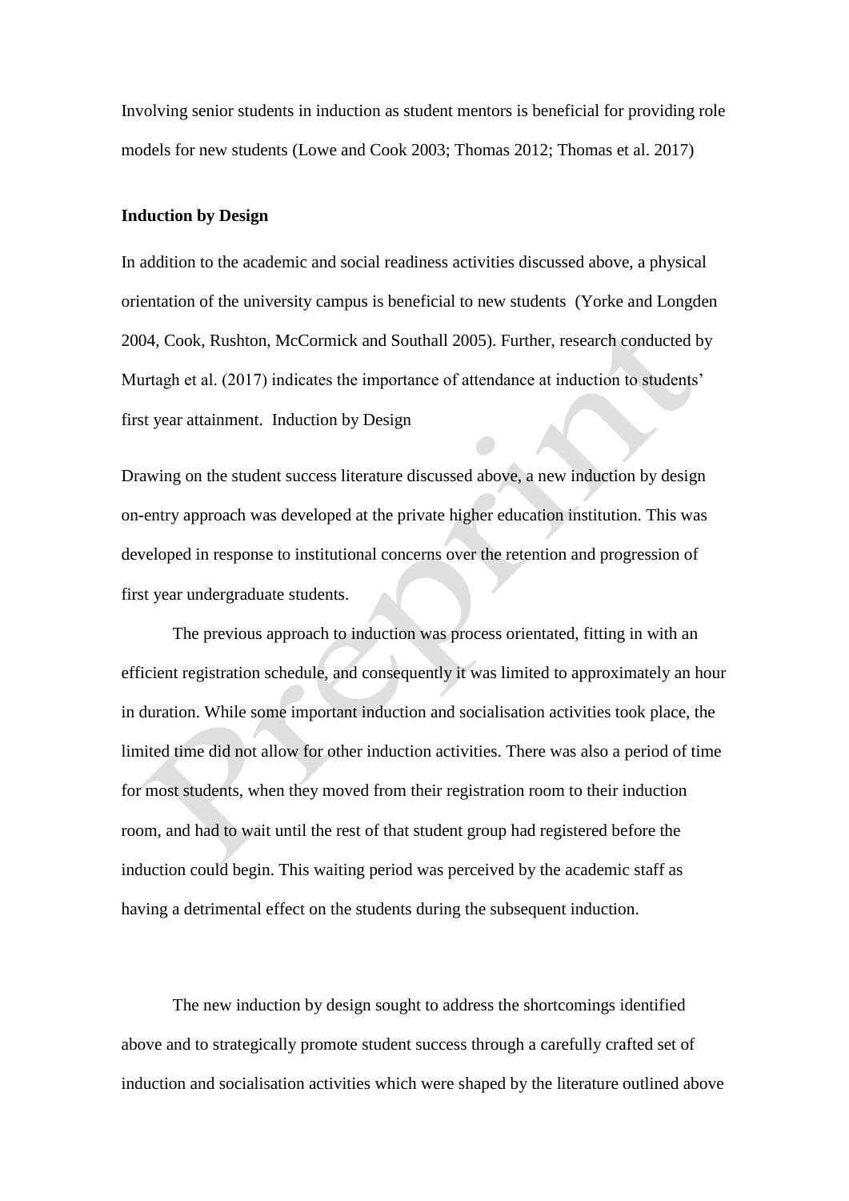Involving senior students in induction as student mentors is beneficial for providing role models for new students (Lowe and Cook 2003; Thomas 2012; Thomas et al. 2017)

**Induction by Design**

In addition to the academic and social readiness activities discussed above, a physical orientation of the university campus is beneficial to new students (Yorke and Longden 2004, Cook, Rushton, McCormick and Southall 2005). Further, research conducted by Murtagh et al. (2017) indicates the importance of attendance at induction to students' first year attainment. Induction by Design

Drawing on the student success literature discussed above, a new induction by design on-entry approach was developed at the private higher education institution. This was developed in response to institutional concerns over the retention and progression of first year undergraduate students.

The previous approach to induction was process orientated, fitting in with an efficient registration schedule, and consequently it was limited to approximately an hour in duration. While some important induction and socialisation activities took place, the limited time did not allow for other induction activities. There was also a period of time for most students, when they moved from their registration room to their induction room, and had to wait until the rest of that student group had registered before the induction could begin. This waiting period was perceived by the academic staff as having a detrimental effect on the students during the subsequent induction.

The new induction by design sought to address the shortcomings identified above and to strategically promote student success through a carefully crafted set of induction and socialisation activities which were shaped by the literature outlined above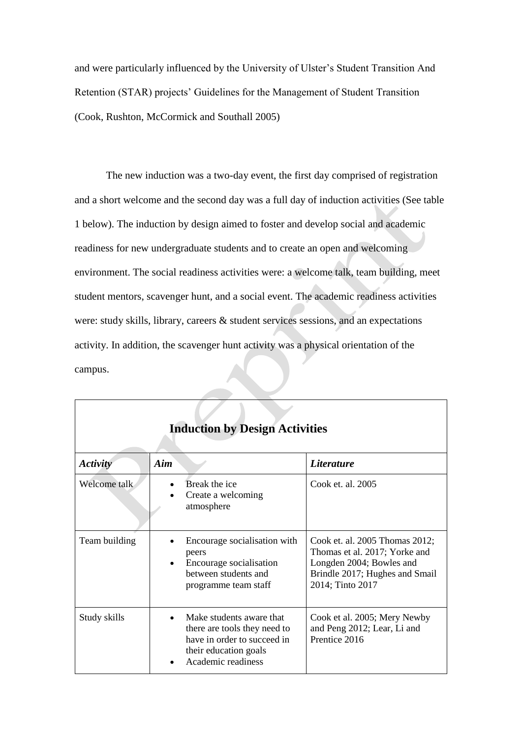and were particularly influenced by the University of Ulster's Student Transition And Retention (STAR) projects' Guidelines for the Management of Student Transition (Cook, Rushton, McCormick and Southall 2005)

The new induction was a two-day event, the first day comprised of registration and a short welcome and the second day was a full day of induction activities (See table 1 below). The induction by design aimed to foster and develop social and academic readiness for new undergraduate students and to create an open and welcoming environment. The social readiness activities were: a welcome talk, team building, meet student mentors, scavenger hunt, and a social event. The academic readiness activities were: study skills, library, careers & student services sessions, and an expectations activity. In addition, the scavenger hunt activity was a physical orientation of the campus.

| **Induction by Design Activities** | | |
|---|---|---|
| ***Activity*** | ***Aim*** | ***Literature*** |
| Welcome talk | • Break the ice<br>• Create a welcoming atmosphere | Cook et. al. 2005 |
| Team building | • Encourage socialisation with peers<br>• Encourage socialisation between students and programme team staff | Cook et. al. 2005 Thomas 2012; Thomas et al. 2017; Yorke and Longden 2004; Bowles and Brindle 2017; Hughes and Smail 2014; Tinto 2017 |
| Study skills | • Make students aware that there are tools they need to have in order to succeed in their education goals<br>• Academic readiness | Cook et al. 2005; Mery Newby and Peng 2012; Lear, Li and Prentice 2016 |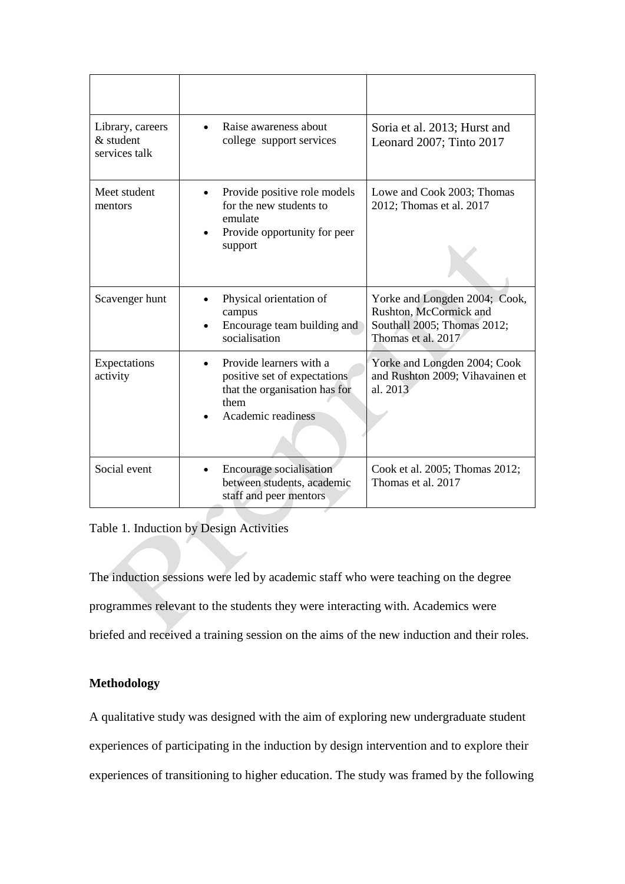| | | |
|---|---|---|
| Library, careers & student services talk | • Raise awareness about college support services | Soria et al. 2013; Hurst and Leonard 2007; Tinto 2017 |
| Meet student mentors | • Provide positive role models for the new students to emulate<br>• Provide opportunity for peer support | Lowe and Cook 2003; Thomas 2012; Thomas et al. 2017 |
| Scavenger hunt | • Physical orientation of campus<br>• Encourage team building and socialisation | Yorke and Longden 2004; Cook, Rushton, McCormick and Southall 2005; Thomas 2012; Thomas et al. 2017 |
| Expectations activity | • Provide learners with a positive set of expectations that the organisation has for them<br>• Academic readiness | Yorke and Longden 2004; Cook and Rushton 2009; Vihavainen et al. 2013 |
| Social event | • Encourage socialisation between students, academic staff and peer mentors | Cook et al. 2005; Thomas 2012; Thomas et al. 2017 |

Table 1. Induction by Design Activities

The induction sessions were led by academic staff who were teaching on the degree programmes relevant to the students they were interacting with. Academics were briefed and received a training session on the aims of the new induction and their roles.

**Methodology**

A qualitative study was designed with the aim of exploring new undergraduate student experiences of participating in the induction by design intervention and to explore their experiences of transitioning to higher education. The study was framed by the following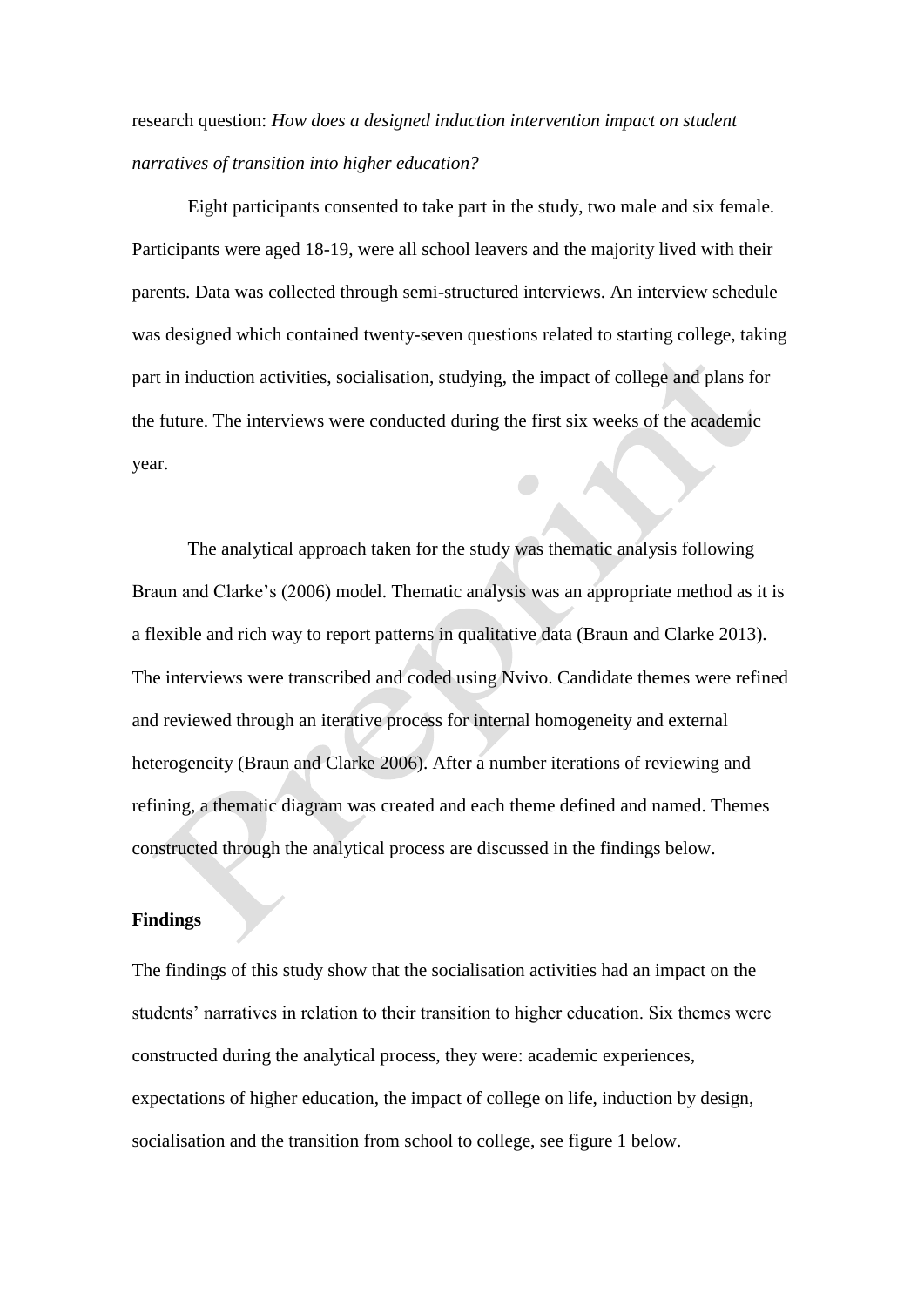research question: *How does a designed induction intervention impact on student narratives of transition into higher education?*

Eight participants consented to take part in the study, two male and six female. Participants were aged 18-19, were all school leavers and the majority lived with their parents. Data was collected through semi-structured interviews. An interview schedule was designed which contained twenty-seven questions related to starting college, taking part in induction activities, socialisation, studying, the impact of college and plans for the future. The interviews were conducted during the first six weeks of the academic year.

The analytical approach taken for the study was thematic analysis following Braun and Clarke's (2006) model. Thematic analysis was an appropriate method as it is a flexible and rich way to report patterns in qualitative data (Braun and Clarke 2013). The interviews were transcribed and coded using Nvivo. Candidate themes were refined and reviewed through an iterative process for internal homogeneity and external heterogeneity (Braun and Clarke 2006). After a number iterations of reviewing and refining, a thematic diagram was created and each theme defined and named. Themes constructed through the analytical process are discussed in the findings below.

**Findings**

The findings of this study show that the socialisation activities had an impact on the students' narratives in relation to their transition to higher education. Six themes were constructed during the analytical process, they were: academic experiences, expectations of higher education, the impact of college on life, induction by design, socialisation and the transition from school to college, see figure 1 below.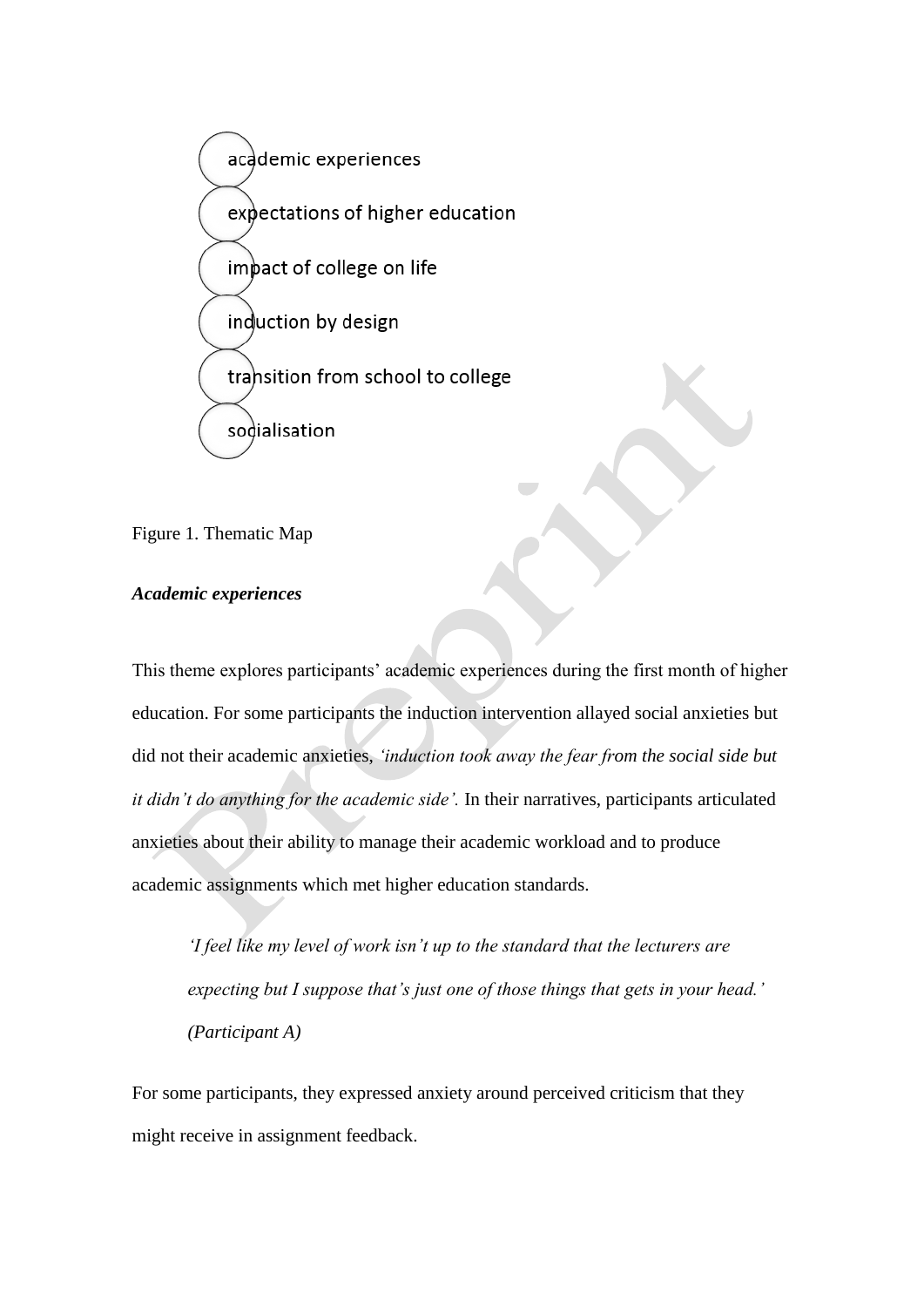- academic experiences
- expectations of higher education
- impact of college on life
- induction by design
- transition from school to college
- socialisation

Figure 1. Thematic Map

***Academic experiences***

This theme explores participants' academic experiences during the first month of higher education. For some participants the induction intervention allayed social anxieties but did not their academic anxieties, *'induction took away the fear from the social side but it didn't do anything for the academic side'.* In their narratives, participants articulated anxieties about their ability to manage their academic workload and to produce academic assignments which met higher education standards.

> *'I feel like my level of work isn't up to the standard that the lecturers are expecting but I suppose that's just one of those things that gets in your head.' (Participant A)*

For some participants, they expressed anxiety around perceived criticism that they might receive in assignment feedback.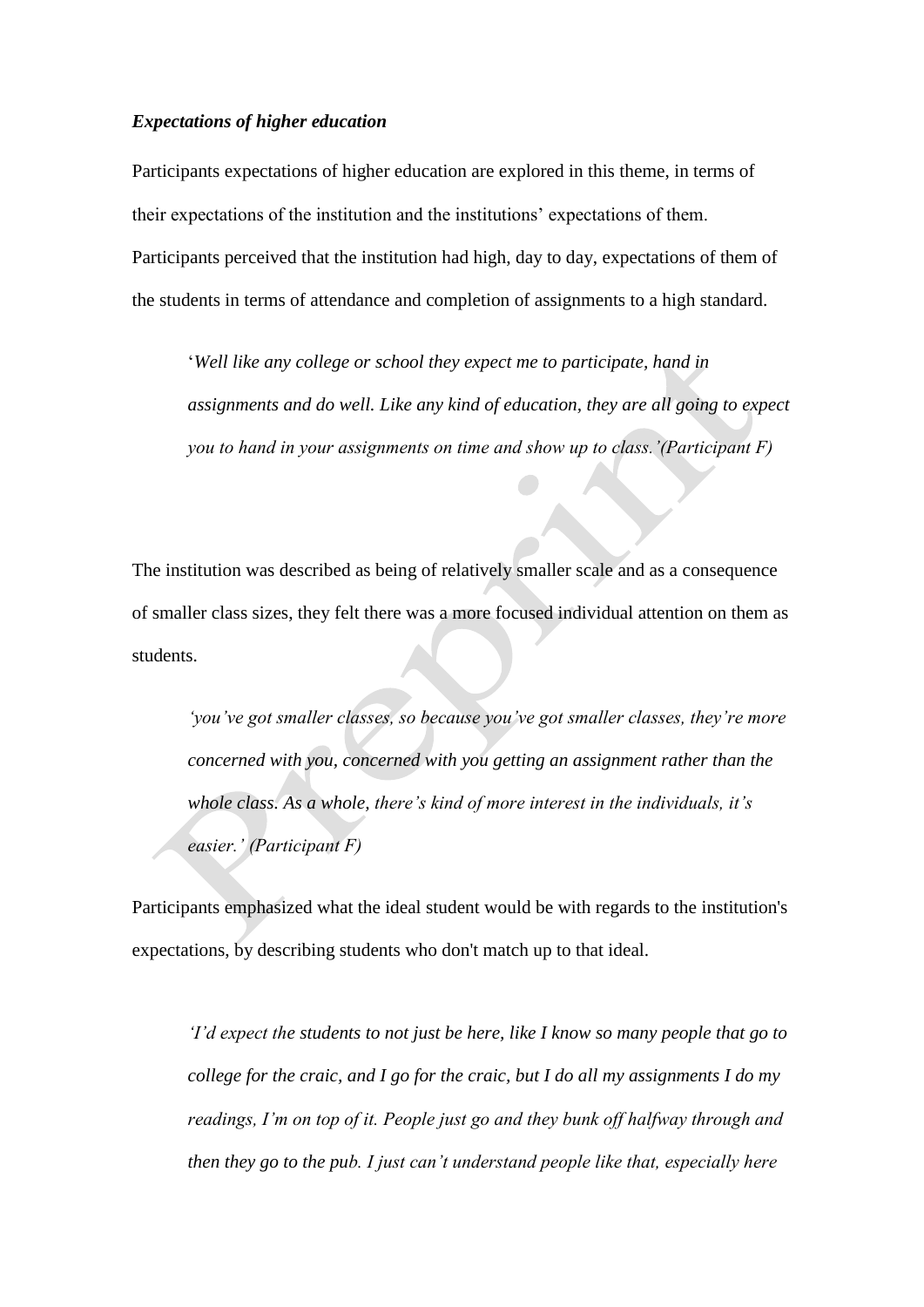### *Expectations of higher education*

Participants expectations of higher education are explored in this theme, in terms of their expectations of the institution and the institutions' expectations of them. Participants perceived that the institution had high, day to day, expectations of them of the students in terms of attendance and completion of assignments to a high standard.

> '*Well like any college or school they expect me to participate, hand in assignments and do well. Like any kind of education, they are all going to expect you to hand in your assignments on time and show up to class.'(Participant F)*

The institution was described as being of relatively smaller scale and as a consequence of smaller class sizes, they felt there was a more focused individual attention on them as students.

> *'you've got smaller classes, so because you've got smaller classes, they're more concerned with you, concerned with you getting an assignment rather than the whole class. As a whole, there's kind of more interest in the individuals, it's easier.' (Participant F)*

Participants emphasized what the ideal student would be with regards to the institution's expectations, by describing students who don't match up to that ideal.

> *'I'd expect the students to not just be here, like I know so many people that go to college for the craic, and I go for the craic, but I do all my assignments I do my readings, I'm on top of it. People just go and they bunk off halfway through and then they go to the pub. I just can't understand people like that, especially here*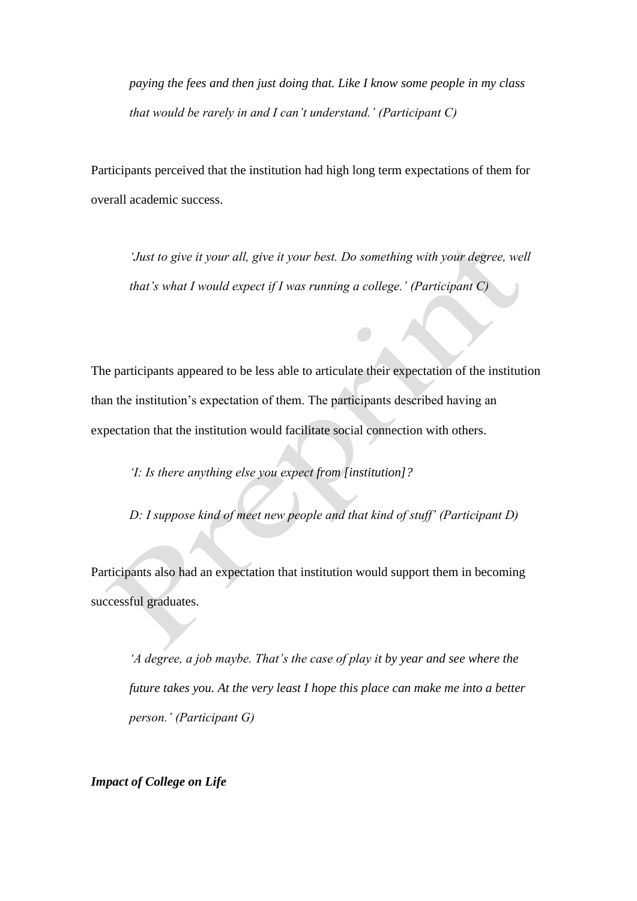*paying the fees and then just doing that. Like I know some people in my class that would be rarely in and I can't understand.' (Participant C)*

Participants perceived that the institution had high long term expectations of them for overall academic success.

*'Just to give it your all, give it your best. Do something with your degree, well that's what I would expect if I was running a college.' (Participant C)*

The participants appeared to be less able to articulate their expectation of the institution than the institution's expectation of them. The participants described having an expectation that the institution would facilitate social connection with others.

*'I: Is there anything else you expect from [institution]?*

*D: I suppose kind of meet new people and that kind of stuff' (Participant D)*

Participants also had an expectation that institution would support them in becoming successful graduates.

*'A degree, a job maybe. That's the case of play it by year and see where the future takes you. At the very least I hope this place can make me into a better person.' (Participant G)*

***Impact of College on Life***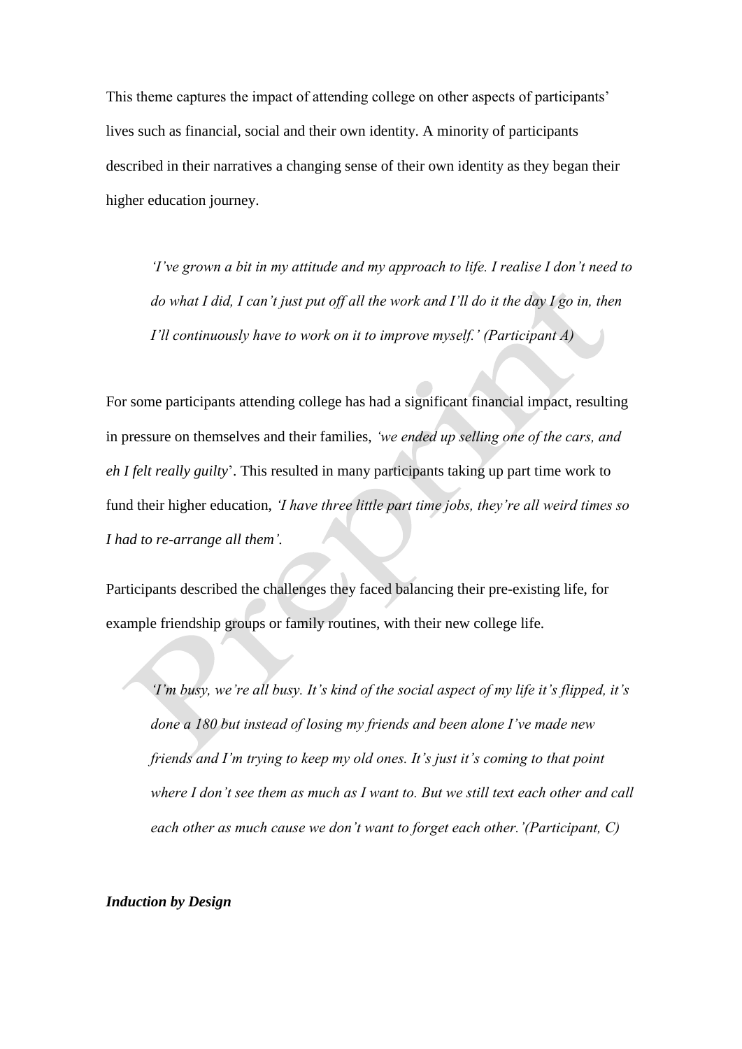This theme captures the impact of attending college on other aspects of participants' lives such as financial, social and their own identity. A minority of participants described in their narratives a changing sense of their own identity as they began their higher education journey.

> *'I've grown a bit in my attitude and my approach to life. I realise I don't need to do what I did, I can't just put off all the work and I'll do it the day I go in, then I'll continuously have to work on it to improve myself.' (Participant A)*

For some participants attending college has had a significant financial impact, resulting in pressure on themselves and their families, *'we ended up selling one of the cars, and eh I felt really guilty*'. This resulted in many participants taking up part time work to fund their higher education, *'I have three little part time jobs, they're all weird times so I had to re-arrange all them'*.

Participants described the challenges they faced balancing their pre-existing life, for example friendship groups or family routines, with their new college life.

> *'I'm busy, we're all busy. It's kind of the social aspect of my life it's flipped, it's done a 180 but instead of losing my friends and been alone I've made new friends and I'm trying to keep my old ones. It's just it's coming to that point where I don't see them as much as I want to. But we still text each other and call each other as much cause we don't want to forget each other.'(Participant, C)*

***Induction by Design***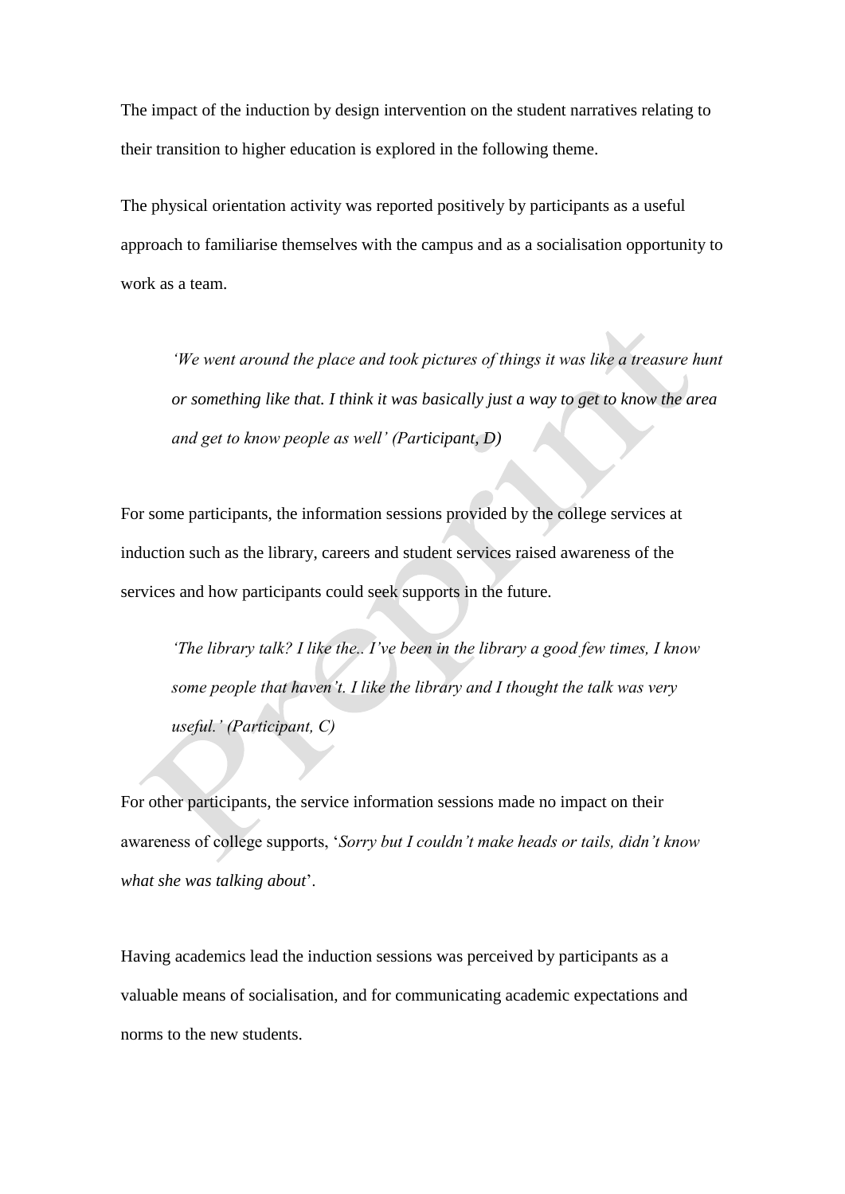The impact of the induction by design intervention on the student narratives relating to their transition to higher education is explored in the following theme.

The physical orientation activity was reported positively by participants as a useful approach to familiarise themselves with the campus and as a socialisation opportunity to work as a team.

> *'We went around the place and took pictures of things it was like a treasure hunt or something like that. I think it was basically just a way to get to know the area and get to know people as well' (Participant, D)*

For some participants, the information sessions provided by the college services at induction such as the library, careers and student services raised awareness of the services and how participants could seek supports in the future.

> *'The library talk? I like the.. I've been in the library a good few times, I know some people that haven't. I like the library and I thought the talk was very useful.' (Participant, C)*

For other participants, the service information sessions made no impact on their awareness of college supports, '*Sorry but I couldn't make heads or tails, didn't know what she was talking about*'.

Having academics lead the induction sessions was perceived by participants as a valuable means of socialisation, and for communicating academic expectations and norms to the new students.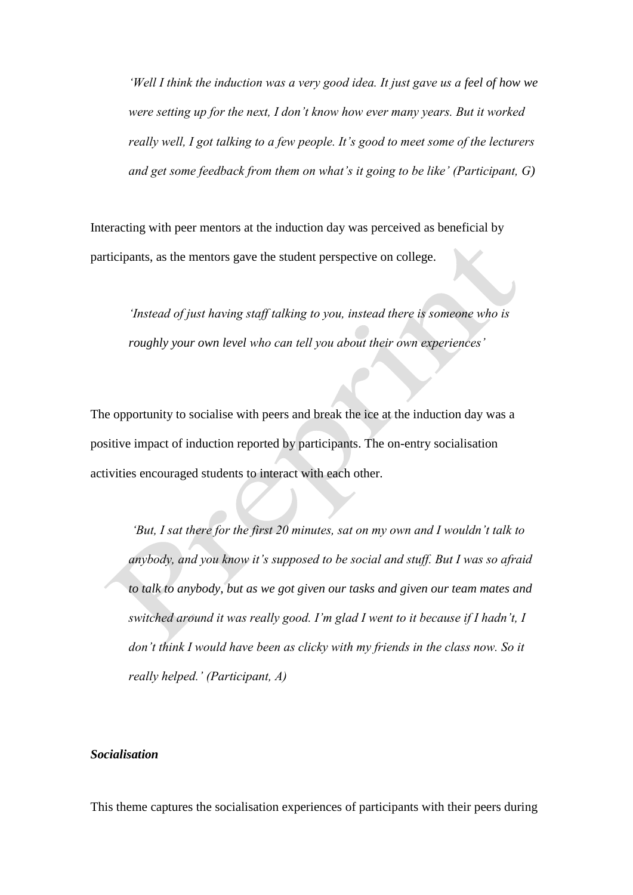*'Well I think the induction was a very good idea. It just gave us a feel of how we were setting up for the next, I don't know how ever many years. But it worked really well, I got talking to a few people. It's good to meet some of the lecturers and get some feedback from them on what's it going to be like' (Participant, G)*

Interacting with peer mentors at the induction day was perceived as beneficial by participants, as the mentors gave the student perspective on college.

*'Instead of just having staff talking to you, instead there is someone who is roughly your own level who can tell you about their own experiences'*

The opportunity to socialise with peers and break the ice at the induction day was a positive impact of induction reported by participants. The on-entry socialisation activities encouraged students to interact with each other.

*'But, I sat there for the first 20 minutes, sat on my own and I wouldn't talk to anybody, and you know it's supposed to be social and stuff. But I was so afraid to talk to anybody, but as we got given our tasks and given our team mates and switched around it was really good. I'm glad I went to it because if I hadn't, I don't think I would have been as clicky with my friends in the class now. So it really helped.' (Participant, A)*

***Socialisation***

This theme captures the socialisation experiences of participants with their peers during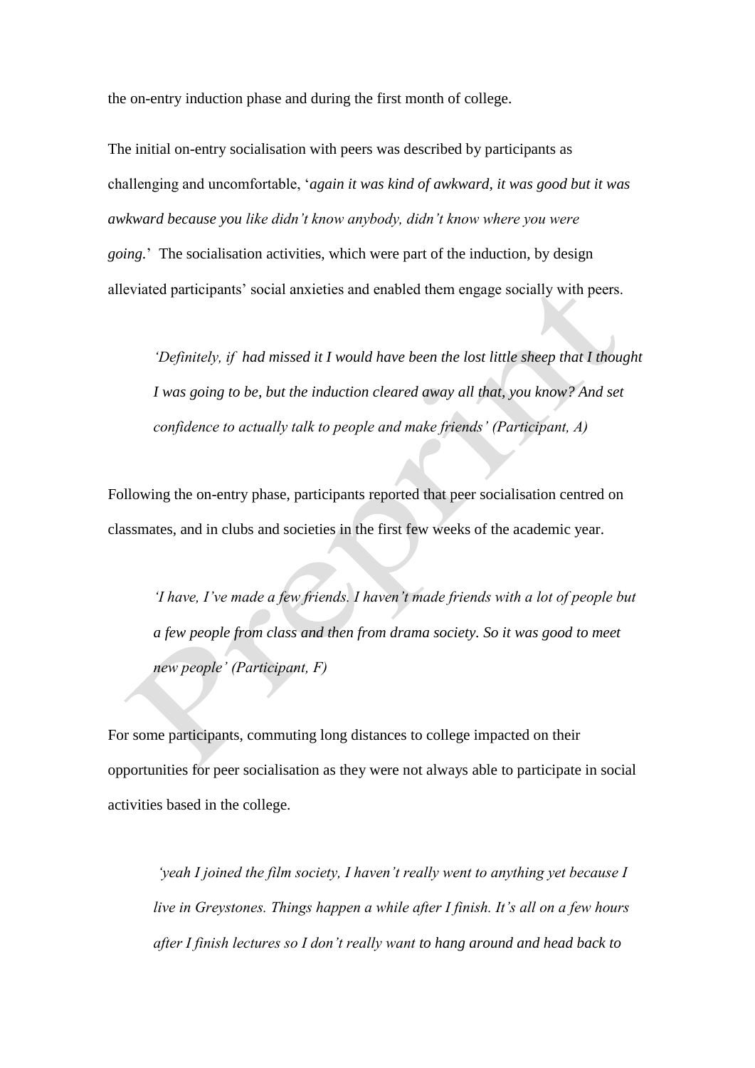the on-entry induction phase and during the first month of college.

The initial on-entry socialisation with peers was described by participants as challenging and uncomfortable, '*again it was kind of awkward, it was good but it was awkward because you like didn't know anybody, didn't know where you were going.*' The socialisation activities, which were part of the induction, by design alleviated participants' social anxieties and enabled them engage socially with peers.

> *'Definitely, if had missed it I would have been the lost little sheep that I thought I was going to be, but the induction cleared away all that, you know? And set confidence to actually talk to people and make friends' (Participant, A)*

Following the on-entry phase, participants reported that peer socialisation centred on classmates, and in clubs and societies in the first few weeks of the academic year.

> *'I have, I've made a few friends. I haven't made friends with a lot of people but a few people from class and then from drama society. So it was good to meet new people' (Participant, F)*

For some participants, commuting long distances to college impacted on their opportunities for peer socialisation as they were not always able to participate in social activities based in the college.

> *'yeah I joined the film society, I haven't really went to anything yet because I live in Greystones. Things happen a while after I finish. It's all on a few hours after I finish lectures so I don't really want to hang around and head back to*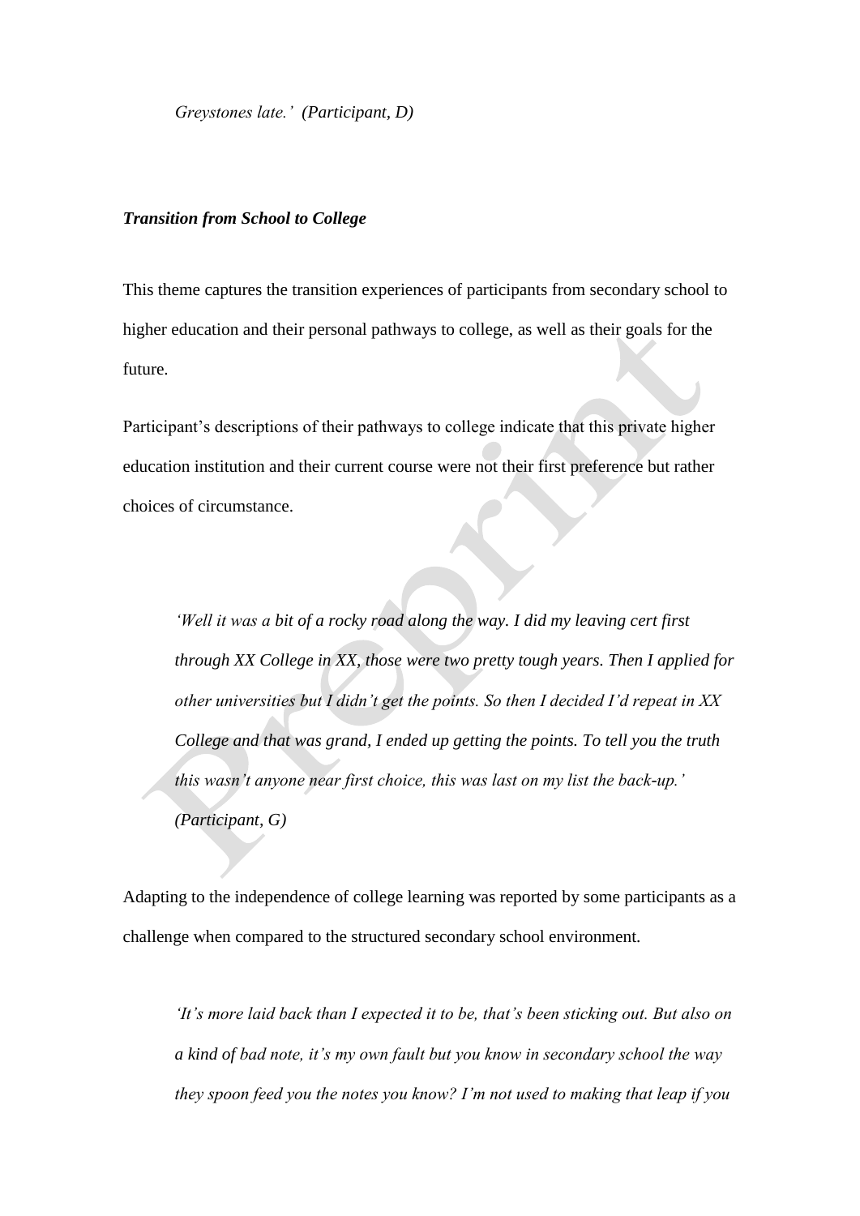*Greystones late.' (Participant, D)*

### ***Transition from School to College***

This theme captures the transition experiences of participants from secondary school to higher education and their personal pathways to college, as well as their goals for the future.

Participant's descriptions of their pathways to college indicate that this private higher education institution and their current course were not their first preference but rather choices of circumstance.

> *'Well it was a bit of a rocky road along the way. I did my leaving cert first through XX College in XX, those were two pretty tough years. Then I applied for other universities but I didn't get the points. So then I decided I'd repeat in XX College and that was grand, I ended up getting the points. To tell you the truth this wasn't anyone near first choice, this was last on my list the back-up.' (Participant, G)*

Adapting to the independence of college learning was reported by some participants as a challenge when compared to the structured secondary school environment.

> *'It's more laid back than I expected it to be, that's been sticking out. But also on a kind of bad note, it's my own fault but you know in secondary school the way they spoon feed you the notes you know? I'm not used to making that leap if you*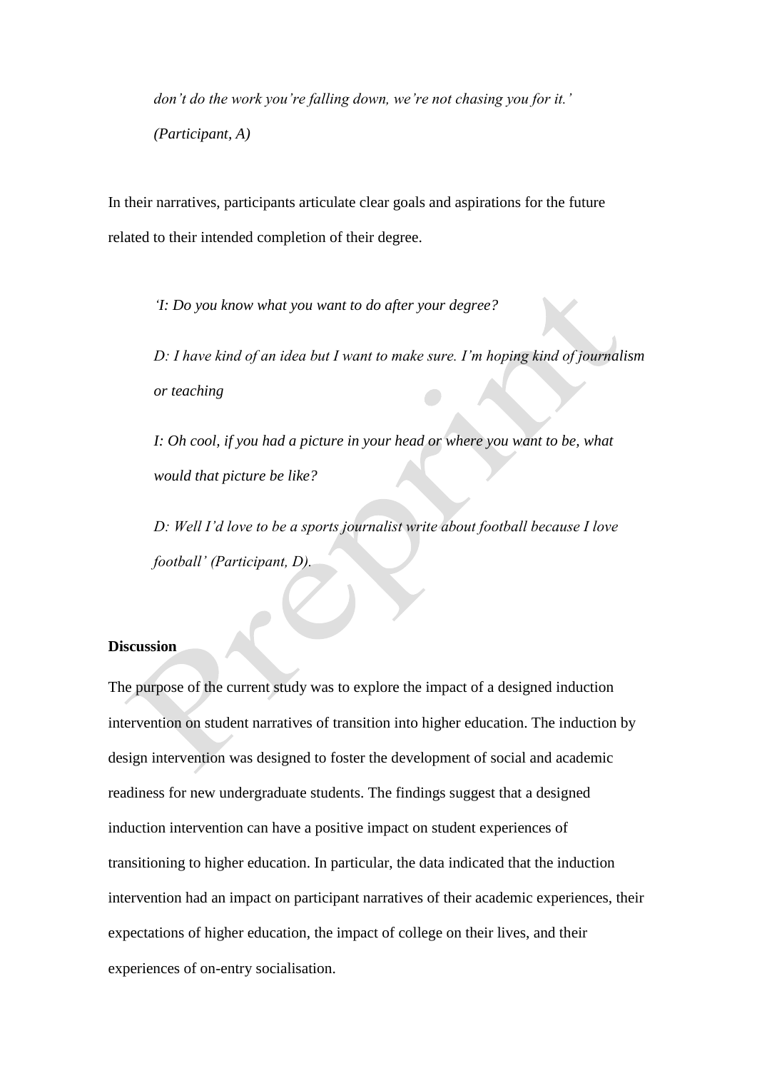*don't do the work you're falling down, we're not chasing you for it.' (Participant, A)*

In their narratives, participants articulate clear goals and aspirations for the future related to their intended completion of their degree.

*'I: Do you know what you want to do after your degree?*

*D: I have kind of an idea but I want to make sure. I'm hoping kind of journalism or teaching*

*I: Oh cool, if you had a picture in your head or where you want to be, what would that picture be like?*

*D: Well I'd love to be a sports journalist write about football because I love football' (Participant, D).*

**Discussion**

The purpose of the current study was to explore the impact of a designed induction intervention on student narratives of transition into higher education. The induction by design intervention was designed to foster the development of social and academic readiness for new undergraduate students. The findings suggest that a designed induction intervention can have a positive impact on student experiences of transitioning to higher education. In particular, the data indicated that the induction intervention had an impact on participant narratives of their academic experiences, their expectations of higher education, the impact of college on their lives, and their experiences of on-entry socialisation.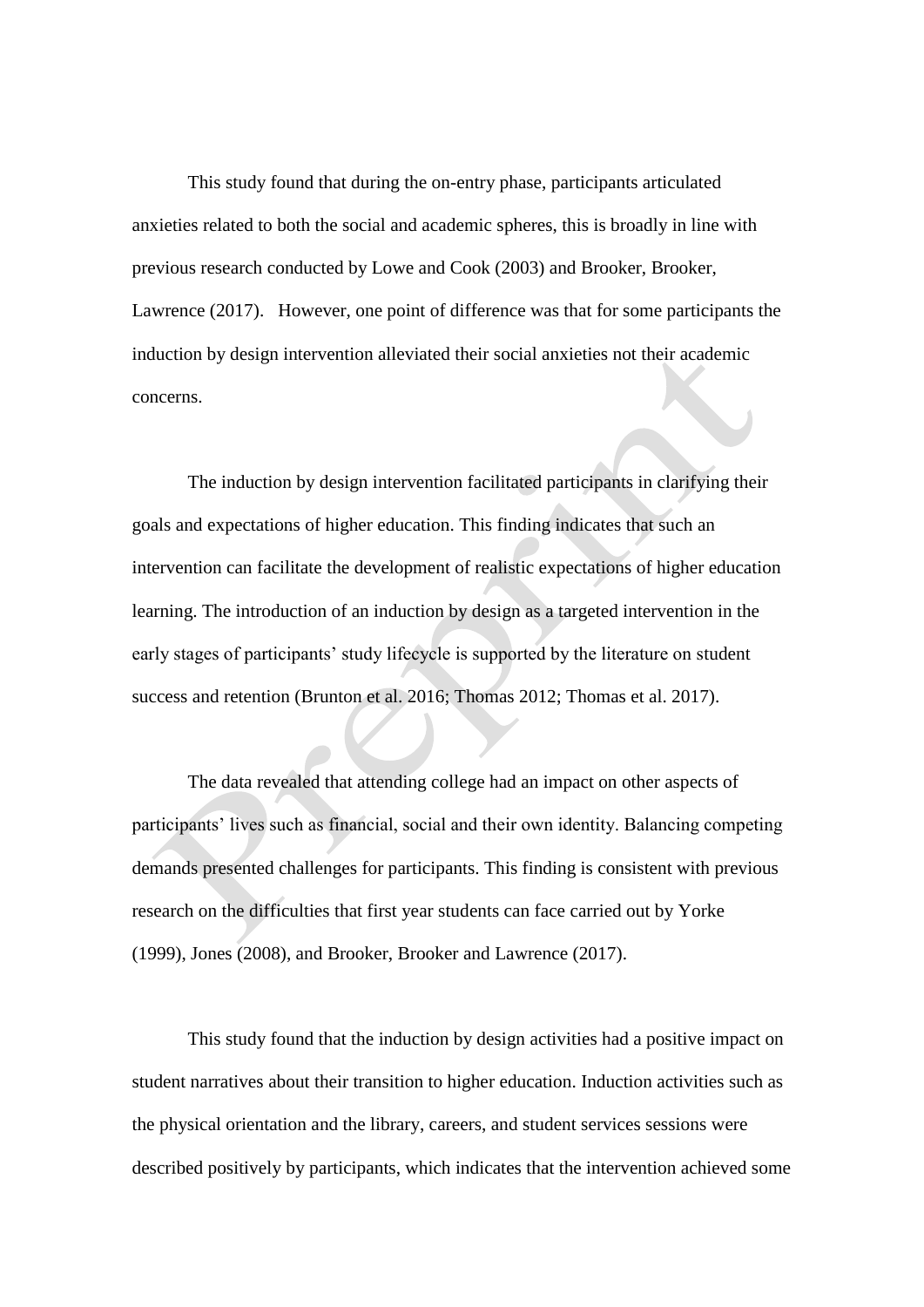This study found that during the on-entry phase, participants articulated anxieties related to both the social and academic spheres, this is broadly in line with previous research conducted by Lowe and Cook (2003) and Brooker, Brooker, Lawrence (2017). However, one point of difference was that for some participants the induction by design intervention alleviated their social anxieties not their academic concerns.

The induction by design intervention facilitated participants in clarifying their goals and expectations of higher education. This finding indicates that such an intervention can facilitate the development of realistic expectations of higher education learning. The introduction of an induction by design a targeted intervention in the early stages of participants' study lifecycle is supported by the literature on student success and retention (Brunton et al. 2016; Thomas 2012; Thomas et al. 2017).

The data revealed that attending college had an impact on other aspects of participants' lives such as financial, social and their own identity. Balancing competing demands presented challenges for participants. This finding is consistent with previous research on the difficulties that first year students can face carried out by Yorke (1999), Jones (2008), and Brooker, Brooker and Lawrence (2017).

This study found that the induction by design activities had a positive impact on student narratives about their transition to higher education. Induction activities such as the physical orientation and the library, careers, and student services sessions were described positively by participants, which indicates that the intervention achieved some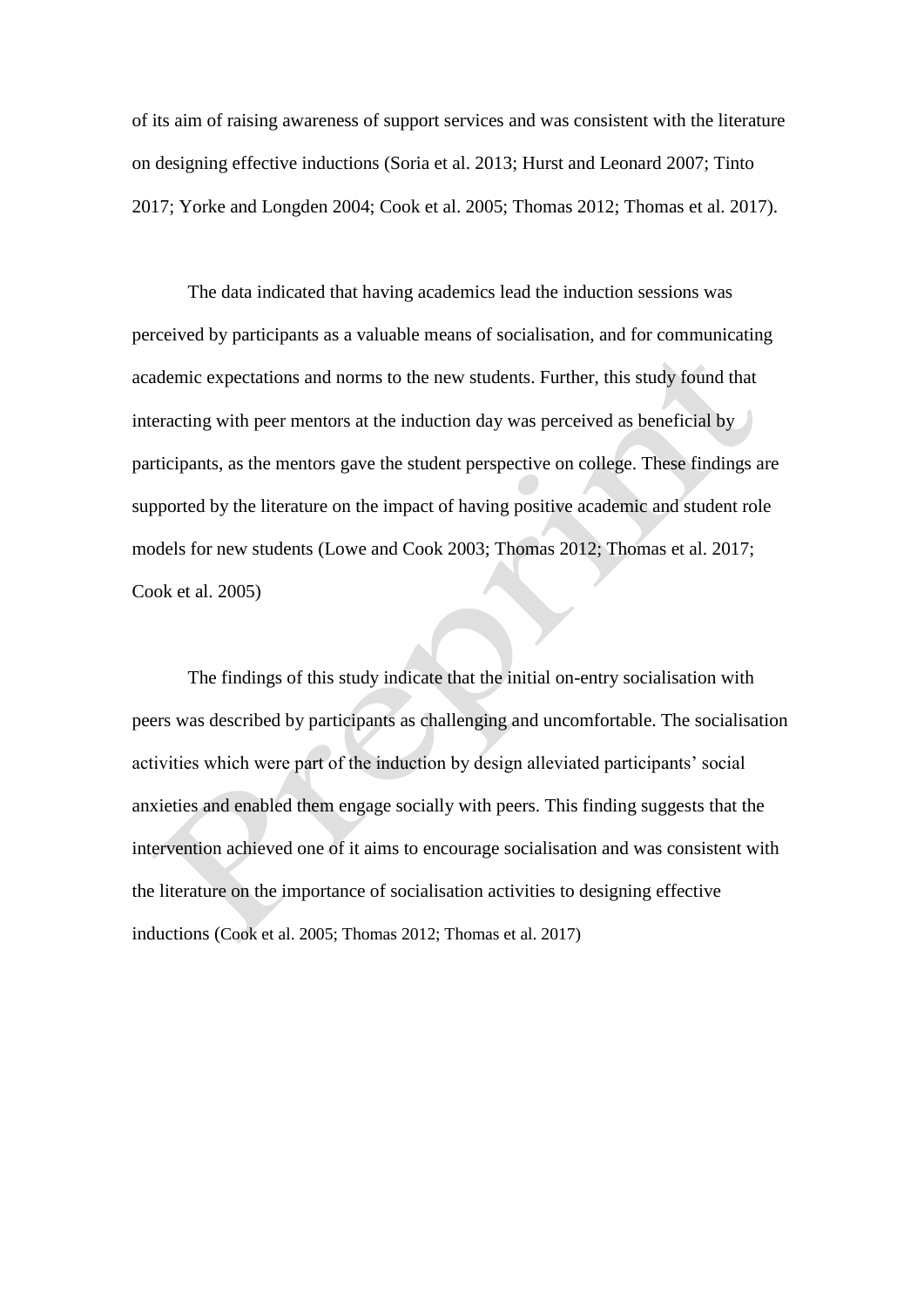of its aim of raising awareness of support services and was consistent with the literature on designing effective inductions (Soria et al. 2013; Hurst and Leonard 2007; Tinto 2017; Yorke and Longden 2004; Cook et al. 2005; Thomas 2012; Thomas et al. 2017).

The data indicated that having academics lead the induction sessions was perceived by participants as a valuable means of socialisation, and for communicating academic expectations and norms to the new students. Further, this study found that interacting with peer mentors at the induction day was perceived as beneficial by participants, as the mentors gave the student perspective on college. These findings are supported by the literature on the impact of having positive academic and student role models for new students (Lowe and Cook 2003; Thomas 2012; Thomas et al. 2017; Cook et al. 2005)

The findings of this study indicate that the initial on-entry socialisation with peers was described by participants as challenging and uncomfortable. The socialisation activities which were part of the induction by design alleviated participants' social anxieties and enabled them engage socially with peers. This finding suggests that the intervention achieved one of it aims to encourage socialisation and was consistent with the literature on the importance of socialisation activities to designing effective inductions (Cook et al. 2005; Thomas 2012; Thomas et al. 2017)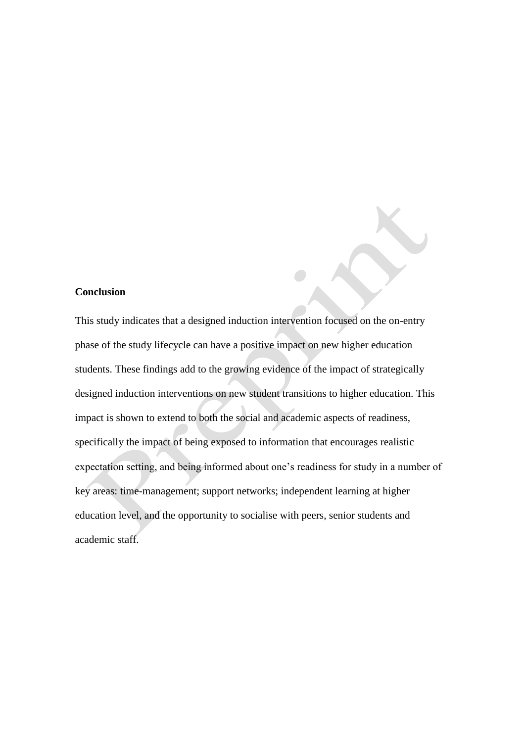**Conclusion**

This study indicates that a designed induction intervention focused on the on-entry phase of the study lifecycle can have a positive impact on new higher education students. These findings add to the growing evidence of the impact of strategically designed induction interventions on new student transitions to higher education. This impact is shown to extend to both the social and academic aspects of readiness, specifically the impact of being exposed to information that encourages realistic expectation setting, and being informed about one's readiness for study in a number of key areas: time-management; support networks; independent learning at higher education level, and the opportunity to socialise with peers, senior students and academic staff.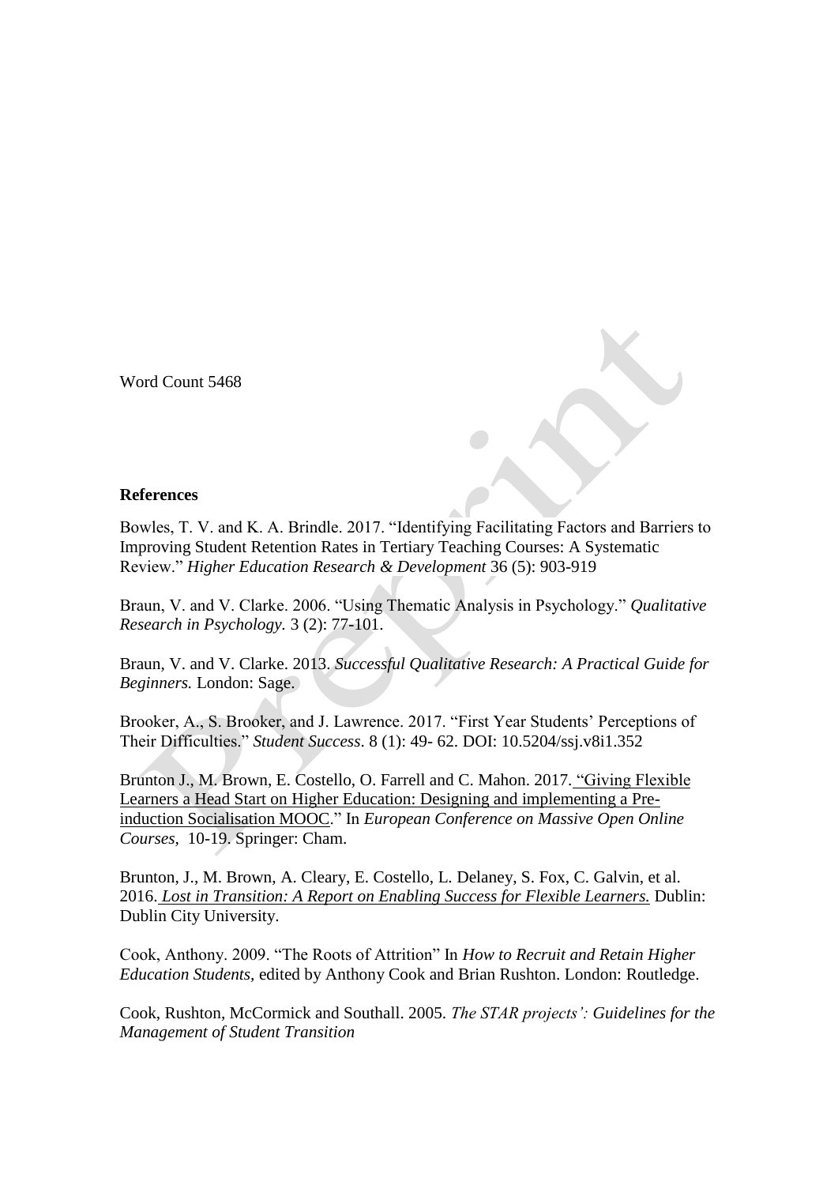Word Count 5468

**References**

Bowles, T. V. and K. A. Brindle. 2017. "Identifying Facilitating Factors and Barriers to Improving Student Retention Rates in Tertiary Teaching Courses: A Systematic Review." *Higher Education Research & Development* 36 (5): 903-919

Braun, V. and V. Clarke. 2006. "Using Thematic Analysis in Psychology." *Qualitative Research in Psychology.* 3 (2): 77-101.

Braun, V. and V. Clarke. 2013. *Successful Qualitative Research: A Practical Guide for Beginners.* London: Sage.

Brooker, A., S. Brooker, and J. Lawrence. 2017. "First Year Students' Perceptions of Their Difficulties." *Student Success*. 8 (1): 49- 62. DOI: 10.5204/ssj.v8i1.352

Brunton J., M. Brown, E. Costello, O. Farrell and C. Mahon. 2017. "Giving Flexible Learners a Head Start on Higher Education: Designing and implementing a Pre-induction Socialisation MOOC." In *European Conference on Massive Open Online Courses*, 10-19. Springer: Cham.

Brunton, J., M. Brown, A. Cleary, E. Costello, L. Delaney, S. Fox, C. Galvin, et al. 2016. *Lost in Transition: A Report on Enabling Success for Flexible Learners.* Dublin: Dublin City University.

Cook, Anthony. 2009. "The Roots of Attrition" In *How to Recruit and Retain Higher Education Students,* edited by Anthony Cook and Brian Rushton. London: Routledge.

Cook, Rushton, McCormick and Southall. 2005. *The STAR projects': Guidelines for the Management of Student Transition*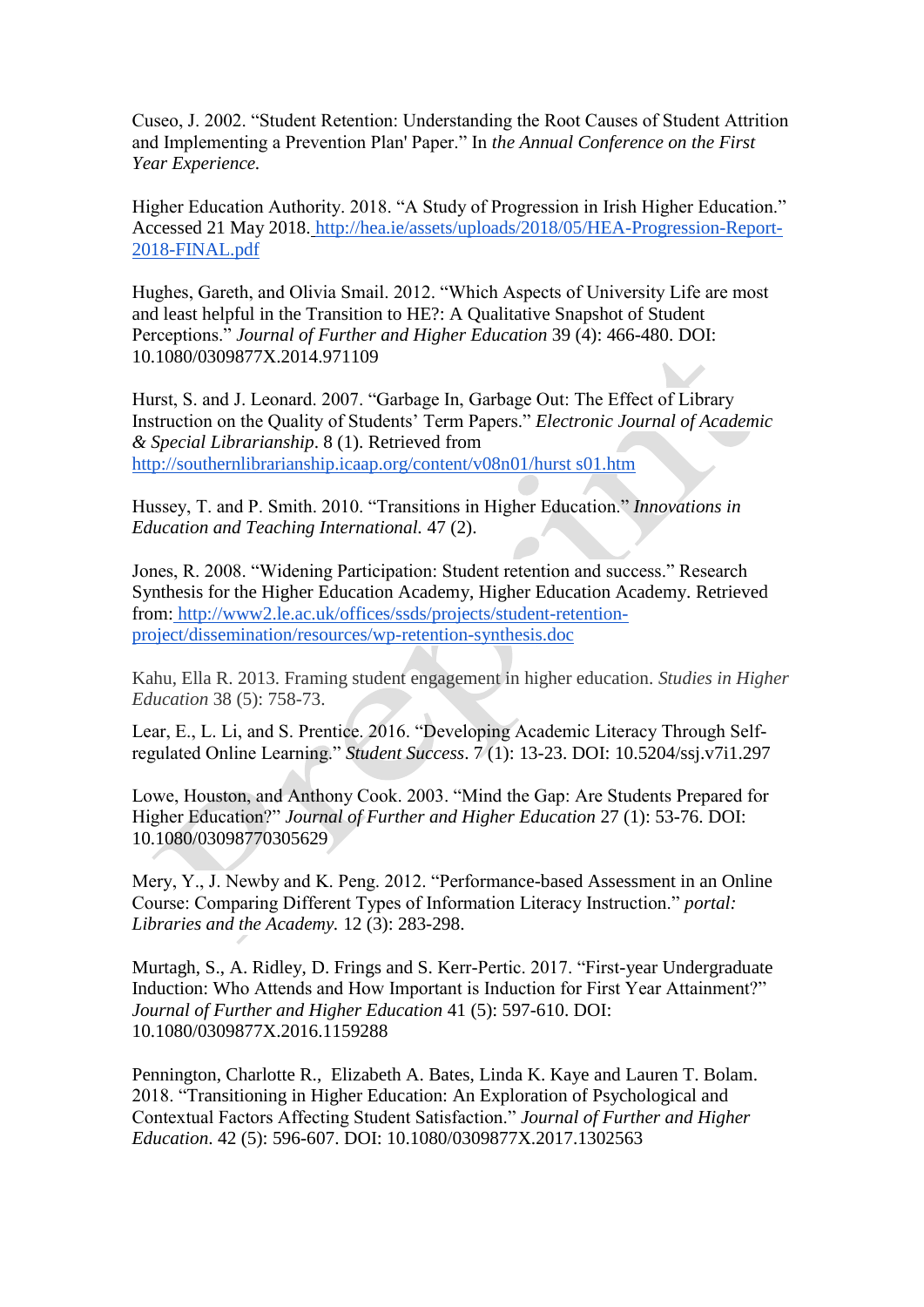Cuseo, J. 2002. “Student Retention: Understanding the Root Causes of Student Attrition and Implementing a Prevention Plan' Paper.” In *the Annual Conference on the First Year Experience.*

Higher Education Authority. 2018. “A Study of Progression in Irish Higher Education.” Accessed 21 May 2018. http://hea.ie/assets/uploads/2018/05/HEA-Progression-Report-2018-FINAL.pdf

Hughes, Gareth, and Olivia Smail. 2012. “Which Aspects of University Life are most and least helpful in the Transition to HE?: A Qualitative Snapshot of Student Perceptions.” *Journal of Further and Higher Education* 39 (4): 466-480. DOI: 10.1080/0309877X.2014.971109

Hurst, S. and J. Leonard. 2007. “Garbage In, Garbage Out: The Effect of Library Instruction on the Quality of Students’ Term Papers.” *Electronic Journal of Academic & Special Librarianship*. 8 (1). Retrieved from http://southernlibrarianship.icaap.org/content/v08n01/hurst s01.htm

Hussey, T. and P. Smith. 2010. “Transitions in Higher Education.” *Innovations in Education and Teaching International.* 47 (2).

Jones, R. 2008. “Widening Participation: Student retention and success.” Research Synthesis for the Higher Education Academy, Higher Education Academy. Retrieved from: http://www2.le.ac.uk/offices/ssds/projects/student-retention-project/dissemination/resources/wp-retention-synthesis.doc

Kahu, Ella R. 2013. Framing student engagement in higher education. *Studies in Higher Education* 38 (5): 758-73.

Lear, E., L. Li, and S. Prentice. 2016. “Developing Academic Literacy Through Self-regulated Online Learning.” *Student Success*. 7 (1): 13-23. DOI: 10.5204/ssj.v7i1.297

Lowe, Houston, and Anthony Cook. 2003. “Mind the Gap: Are Students Prepared for Higher Education?” *Journal of Further and Higher Education* 27 (1): 53-76. DOI: 10.1080/03098770305629

Mery, Y., J. Newby and K. Peng. 2012. “Performance-based Assessment in an Online Course: Comparing Different Types of Information Literacy Instruction.” *portal: Libraries and the Academy.* 12 (3): 283-298.

Murtagh, S., A. Ridley, D. Frings and S. Kerr-Pertic. 2017. “First-year Undergraduate Induction: Who Attends and How Important is Induction for First Year Attainment?” *Journal of Further and Higher Education* 41 (5): 597-610. DOI: 10.1080/0309877X.2016.1159288

Pennington, Charlotte R., Elizabeth A. Bates, Linda K. Kaye and Lauren T. Bolam. 2018. “Transitioning in Higher Education: An Exploration of Psychological and Contextual Factors Affecting Student Satisfaction.” *Journal of Further and Higher Education.* 42 (5): 596-607. DOI: 10.1080/0309877X.2017.1302563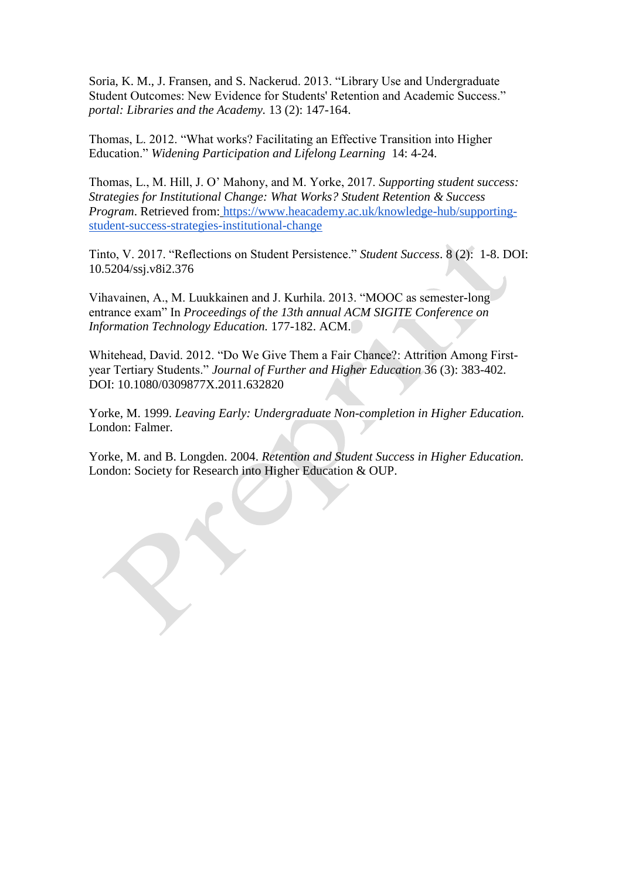Soria, K. M., J. Fransen, and S. Nackerud. 2013. "Library Use and Undergraduate Student Outcomes: New Evidence for Students' Retention and Academic Success." *portal: Libraries and the Academy.* 13 (2): 147-164.

Thomas, L. 2012. "What works? Facilitating an Effective Transition into Higher Education." *Widening Participation and Lifelong Learning* 14: 4-24.

Thomas, L., M. Hill, J. O' Mahony, and M. Yorke, 2017. *Supporting student success: Strategies for Institutional Change: What Works? Student Retention & Success Program*. Retrieved from: https://www.heacademy.ac.uk/knowledge-hub/supporting-student-success-strategies-institutional-change

Tinto, V. 2017. "Reflections on Student Persistence." *Student Success*. 8 (2): 1-8. DOI: 10.5204/ssj.v8i2.376

Vihavainen, A., M. Luukkainen and J. Kurhila. 2013. "MOOC as semester-long entrance exam" In *Proceedings of the 13th annual ACM SIGITE Conference on Information Technology Education.* 177-182. ACM.

Whitehead, David. 2012. "Do We Give Them a Fair Chance?: Attrition Among First-year Tertiary Students." *Journal of Further and Higher Education* 36 (3): 383-402. DOI: 10.1080/0309877X.2011.632820

Yorke, M. 1999. *Leaving Early: Undergraduate Non-completion in Higher Education.* London: Falmer.

Yorke, M. and B. Longden. 2004. *Retention and Student Success in Higher Education.* London: Society for Research into Higher Education & OUP.